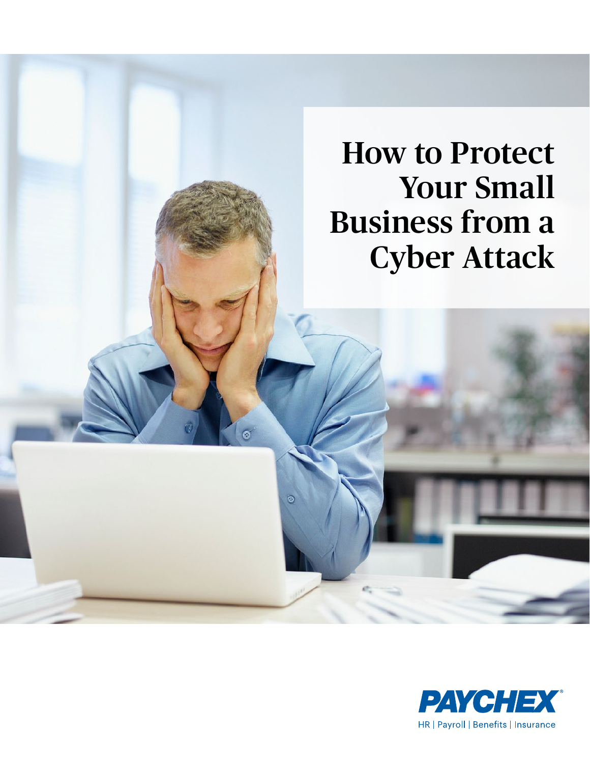# How to Protect Your Small Business from a Cyber Attack

PAYCHEX

HR | Payroll | Benefits | Insurance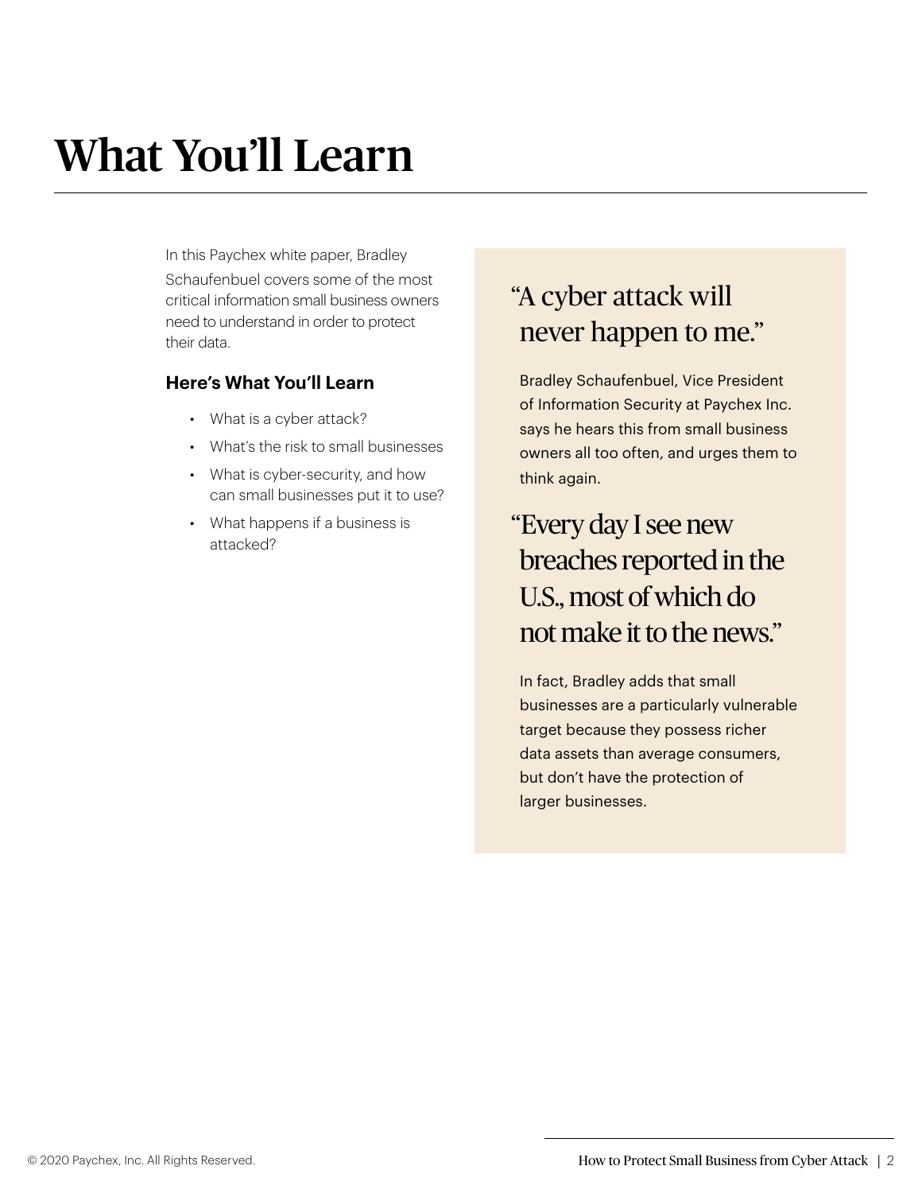# What You'll Learn

In this Paychex white paper, Bradley Schaufenbuel covers some of the most critical information small business owners need to understand in order to protect their data.

**Here's What You'll Learn**

- What is a cyber attack?
- What's the risk to small businesses
- What is cyber-security, and how can small businesses put it to use?
- What happens if a business is attacked?

## "A cyber attack will never happen to me."

Bradley Schaufenbuel, Vice President of Information Security at Paychex Inc. says he hears this from small business owners all too often, and urges them to think again.

## "Every day I see new breaches reported in the U.S., most of which do not make it to the news."

In fact, Bradley adds that small businesses are a particularly vulnerable target because they possess richer data assets than average consumers, but don't have the protection of larger businesses.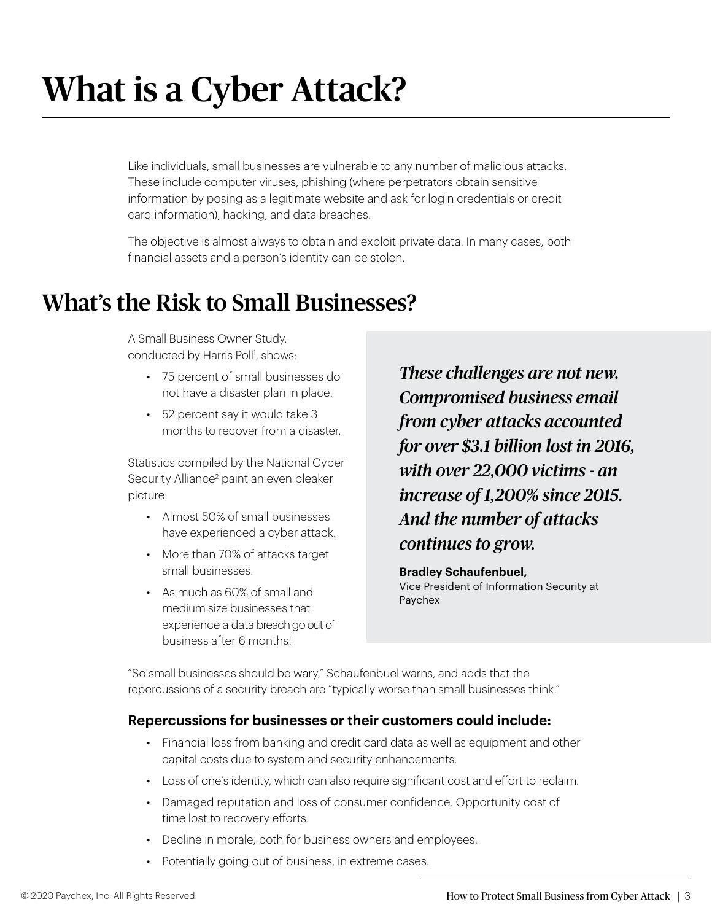# What is a Cyber Attack?

Like individuals, small businesses are vulnerable to any number of malicious attacks. These include computer viruses, phishing (where perpetrators obtain sensitive information by posing as a legitimate website and ask for login credentials or credit card information), hacking, and data breaches.

The objective is almost always to obtain and exploit private data. In many cases, both financial assets and a person's identity can be stolen.

## What's the Risk to Small Businesses?

A Small Business Owner Study, conducted by Harris Poll[1], shows:

- 75 percent of small businesses do not have a disaster plan in place.
- 52 percent say it would take 3 months to recover from a disaster.

Statistics compiled by the National Cyber Security Alliance[2] paint an even bleaker picture:

- Almost 50% of small businesses have experienced a cyber attack.
- More than 70% of attacks target small businesses.
- As much as 60% of small and medium size businesses that experience a data breach go out of business after 6 months!

> ***These challenges are not new. Compromised business email from cyber attacks accounted for over $3.1 billion lost in 2016, with over 22,000 victims - an increase of 1,200% since 2015. And the number of attacks continues to grow.***
>
> **Bradley Schaufenbuel,**
> Vice President of Information Security at Paychex

"So small businesses should be wary," Schaufenbuel warns, and adds that the repercussions of a security breach are "typically worse than small businesses think."

### Repercussions for businesses or their customers could include:

- Financial loss from banking and credit card data as well as equipment and other capital costs due to system and security enhancements.
- Loss of one's identity, which can also require significant cost and effort to reclaim.
- Damaged reputation and loss of consumer confidence. Opportunity cost of time lost to recovery efforts.
- Decline in morale, both for business owners and employees.
- Potentially going out of business, in extreme cases.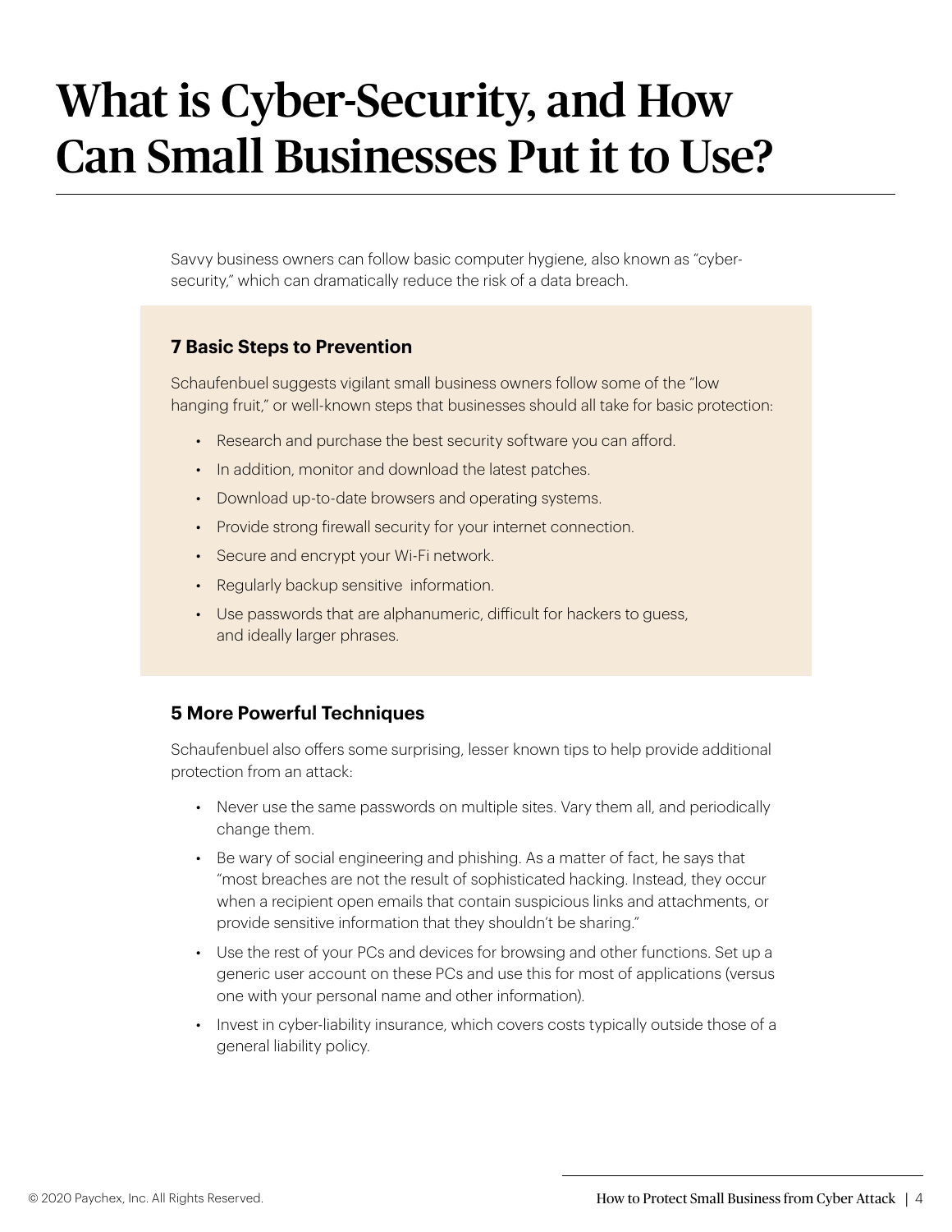# What is Cyber-Security, and How Can Small Businesses Put it to Use?

Savvy business owners can follow basic computer hygiene, also known as "cyber-security," which can dramatically reduce the risk of a data breach.

### 7 Basic Steps to Prevention

Schaufenbuel suggests vigilant small business owners follow some of the "low hanging fruit," or well-known steps that businesses should all take for basic protection:

- Research and purchase the best security software you can afford.
- In addition, monitor and download the latest patches.
- Download up-to-date browsers and operating systems.
- Provide strong firewall security for your internet connection.
- Secure and encrypt your Wi-Fi network.
- Regularly backup sensitive information.
- Use passwords that are alphanumeric, difficult for hackers to guess, and ideally larger phrases.

### 5 More Powerful Techniques

Schaufenbuel also offers some surprising, lesser known tips to help provide additional protection from an attack:

- Never use the same passwords on multiple sites. Vary them all, and periodically change them.
- Be wary of social engineering and phishing. As a matter of fact, he says that "most breaches are not the result of sophisticated hacking. Instead, they occur when a recipient open emails that contain suspicious links and attachments, or provide sensitive information that they shouldn't be sharing."
- Use the rest of your PCs and devices for browsing and other functions. Set up a generic user account on these PCs and use this for most of applications (versus one with your personal name and other information).
- Invest in cyber-liability insurance, which covers costs typically outside those of a general liability policy.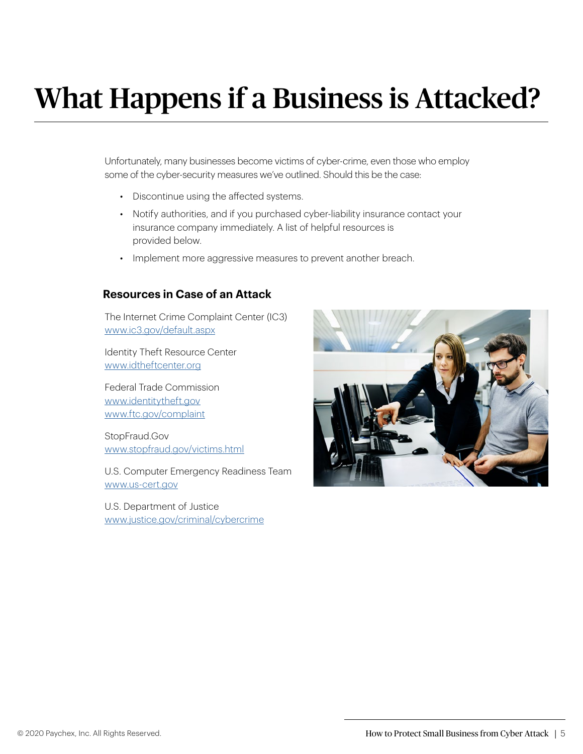# What Happens if a Business is Attacked?

Unfortunately, many businesses become victims of cyber-crime, even those who employ some of the cyber-security measures we've outlined. Should this be the case:

- Discontinue using the affected systems.
- Notify authorities, and if you purchased cyber-liability insurance contact your insurance company immediately. A list of helpful resources is provided below.
- Implement more aggressive measures to prevent another breach.

### Resources in Case of an Attack

The Internet Crime Complaint Center (IC3)
www.ic3.gov/default.aspx

Identity Theft Resource Center
www.idtheftcenter.org

Federal Trade Commission
www.identitytheft.gov
www.ftc.gov/complaint

StopFraud.Gov
www.stopfraud.gov/victims.html

U.S. Computer Emergency Readiness Team
www.us-cert.gov

U.S. Department of Justice
www.justice.gov/criminal/cybercrime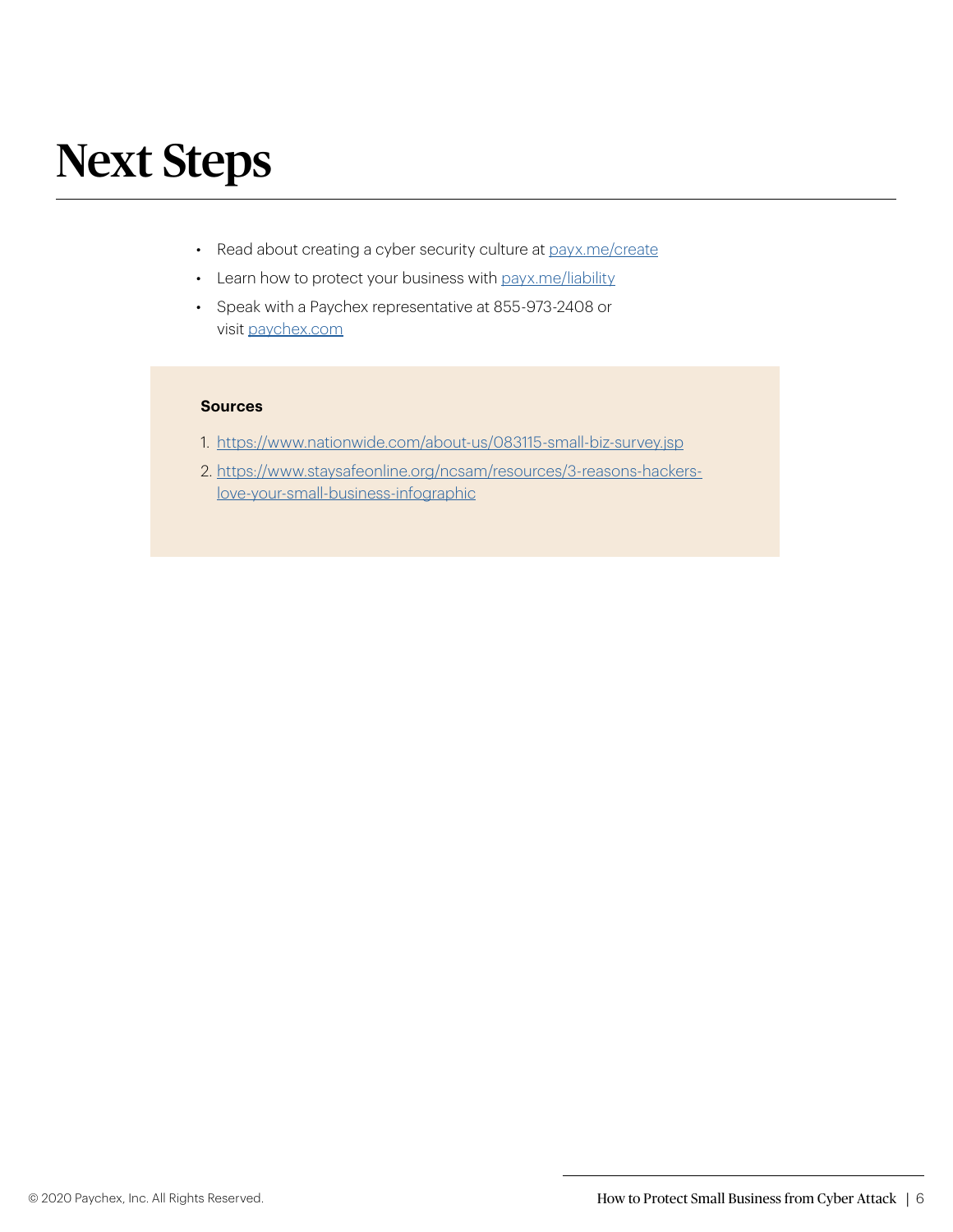# Next Steps

- Read about creating a cyber security culture at [payx.me/create](payx.me/create)
- Learn how to protect your business with [payx.me/liability](payx.me/liability)
- Speak with a Paychex representative at 855-973-2408 or visit [paychex.com](paychex.com)

**Sources**

1. https://www.nationwide.com/about-us/083115-small-biz-survey.jsp
2. https://www.staysafeonline.org/ncsam/resources/3-reasons-hackers-love-your-small-business-infographic

© 2020 Paychex, Inc. All Rights Reserved.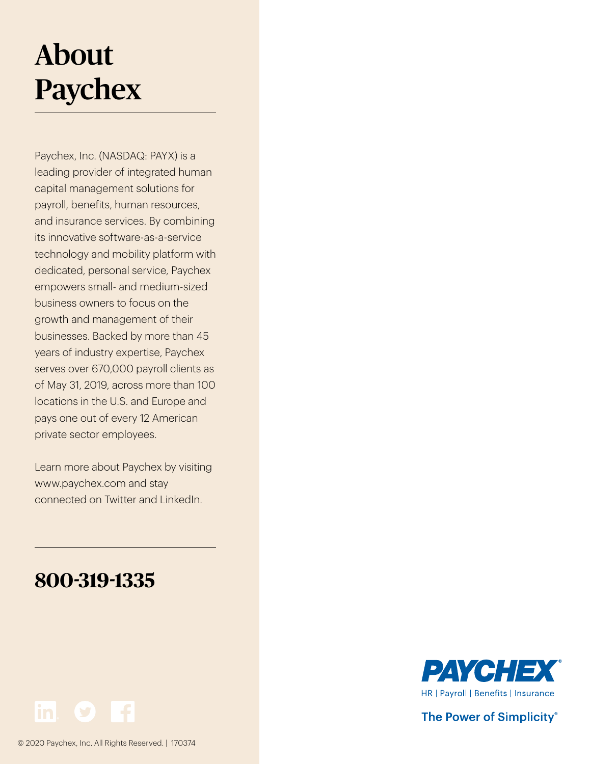# About Paychex

Paychex, Inc. (NASDAQ: PAYX) is a leading provider of integrated human capital management solutions for payroll, benefits, human resources, and insurance services. By combining its innovative software-as-a-service technology and mobility platform with dedicated, personal service, Paychex empowers small- and medium-sized business owners to focus on the growth and management of their businesses. Backed by more than 45 years of industry expertise, Paychex serves over 670,000 payroll clients as of May 31, 2019, across more than 100 locations in the U.S. and Europe and pays one out of every 12 American private sector employees.

Learn more about Paychex by visiting www.paychex.com and stay connected on Twitter and LinkedIn.

## 800-319-1335

PAYCHEX®

HR | Payroll | Benefits | Insurance

The Power of Simplicity®

© 2020 Paychex, Inc. All Rights Reserved. | 170374